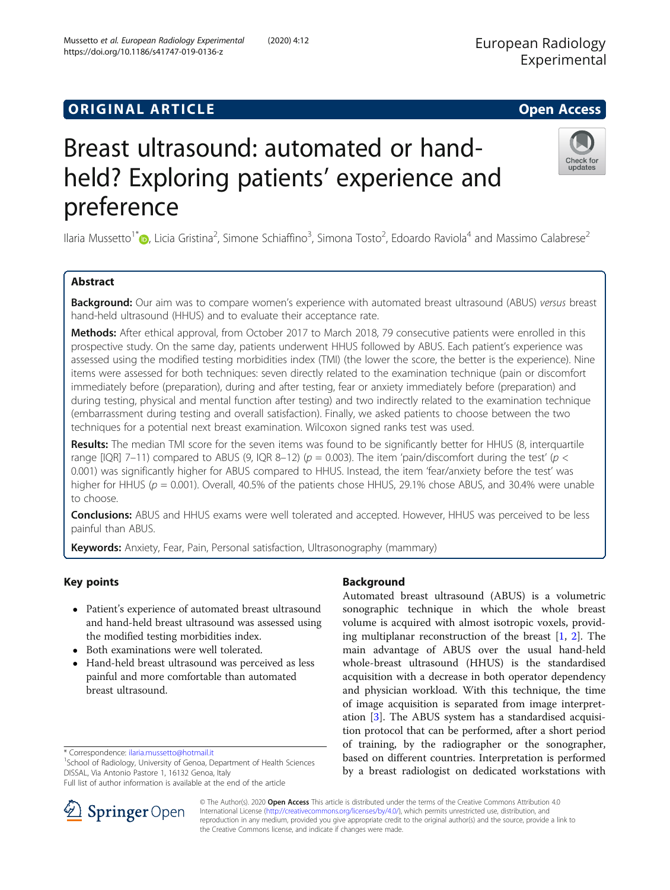ORIGINAL ARTICLE

Open Access

# Breast ultrasound: automated or hand-held? Exploring patients' experience and preference

Ilaria Mussetto[1*], Licia Gristina[2], Simone Schiaffino[3], Simona Tosto[2], Edoardo Raviola[4] and Massimo Calabrese[2]

## Abstract

**Background:** Our aim was to compare women's experience with automated breast ultrasound (ABUS) *versus* breast hand-held ultrasound (HHUS) and to evaluate their acceptance rate.

**Methods:** After ethical approval, from October 2017 to March 2018, 79 consecutive patients were enrolled in this prospective study. On the same day, patients underwent HHUS followed by ABUS. Each patient's experience was assessed using the modified testing morbidities index (TMI) (the lower the score, the better is the experience). Nine items were assessed for both techniques: seven directly related to the examination technique (pain or discomfort immediately before (preparation), during and after testing, fear or anxiety immediately before (preparation) and during testing, physical and mental function after testing) and two indirectly related to the examination technique (embarrassment during testing and overall satisfaction). Finally, we asked patients to choose between the two techniques for a potential next breast examination. Wilcoxon signed ranks test was used.

**Results:** The median TMI score for the seven items was found to be significantly better for HHUS (8, interquartile range [IQR] 7–11) compared to ABUS (9, IQR 8–12) ($p = 0.003$). The item 'pain/discomfort during the test' ($p < 0.001$) was significantly higher for ABUS compared to HHUS. Instead, the item 'fear/anxiety before the test' was higher for HHUS ($p = 0.001$). Overall, 40.5% of the patients chose HHUS, 29.1% chose ABUS, and 30.4% were unable to choose.

**Conclusions:** ABUS and HHUS exams were well tolerated and accepted. However, HHUS was perceived to be less painful than ABUS.

**Keywords:** Anxiety, Fear, Pain, Personal satisfaction, Ultrasonography (mammary)

## Key points

- Patient's experience of automated breast ultrasound and hand-held breast ultrasound was assessed using the modified testing morbidities index.
- Both examinations were well tolerated.
- Hand-held breast ultrasound was perceived as less painful and more comfortable than automated breast ultrasound.

## Background

Automated breast ultrasound (ABUS) is a volumetric sonographic technique in which the whole breast volume is acquired with almost isotropic voxels, providing multiplanar reconstruction of the breast [1, 2]. The main advantage of ABUS over the usual hand-held whole-breast ultrasound (HHUS) is the standardised acquisition with a decrease in both operator dependency and physician workload. With this technique, the time of image acquisition is separated from image interpretation [3]. The ABUS system has a standardised acquisition protocol that can be performed, after a short period of training, by the radiographer or the sonographer, based on different countries. Interpretation is performed by a breast radiologist on dedicated workstations with

\* Correspondence: ilaria.mussetto@hotmail.it
[1]School of Radiology, University of Genoa, Department of Health Sciences DISSAL, Via Antonio Pastore 1, 16132 Genoa, Italy
Full list of author information is available at the end of the article

© The Author(s). 2020 **Open Access** This article is distributed under the terms of the Creative Commons Attribution 4.0 International License (http://creativecommons.org/licenses/by/4.0/), which permits unrestricted use, distribution, and reproduction in any medium, provided you give appropriate credit to the original author(s) and the source, provide a link to the Creative Commons license, and indicate if changes were made.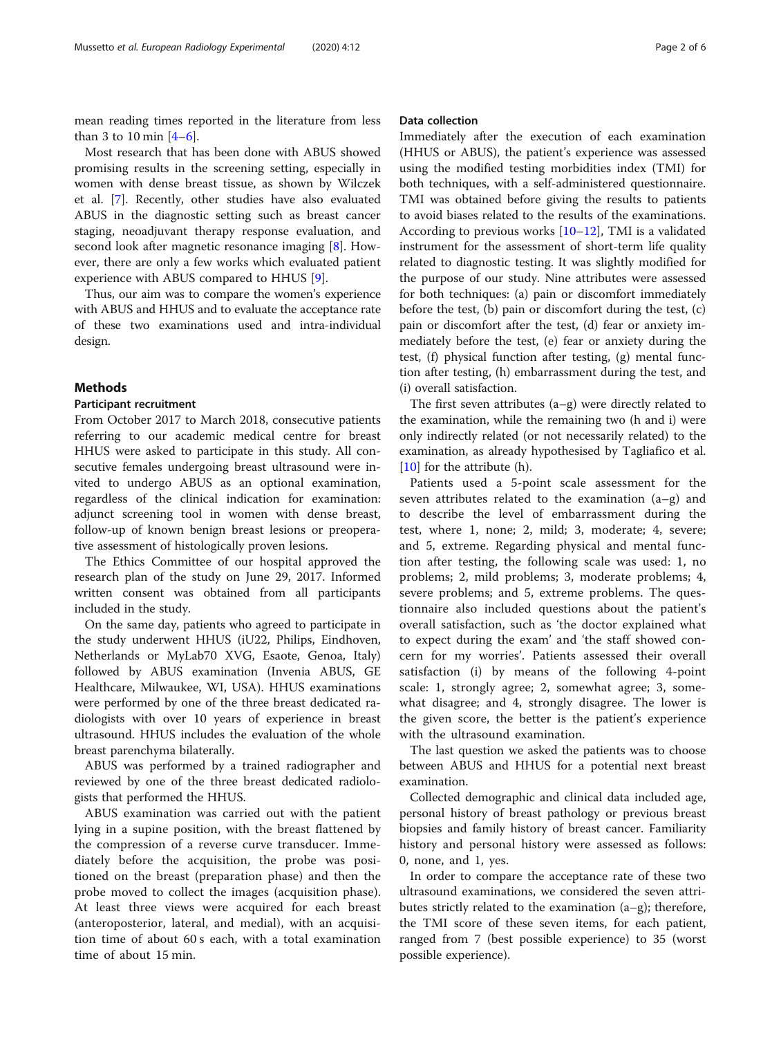mean reading times reported in the literature from less than 3 to 10 min [4–6].

Most research that has been done with ABUS showed promising results in the screening setting, especially in women with dense breast tissue, as shown by Wilczek et al. [7]. Recently, other studies have also evaluated ABUS in the diagnostic setting such as breast cancer staging, neoadjuvant therapy response evaluation, and second look after magnetic resonance imaging [8]. However, there are only a few works which evaluated patient experience with ABUS compared to HHUS [9].

Thus, our aim was to compare the women's experience with ABUS and HHUS and to evaluate the acceptance rate of these two examinations used and intra-individual design.

## Methods

### Participant recruitment

From October 2017 to March 2018, consecutive patients referring to our academic medical centre for breast HHUS were asked to participate in this study. All consecutive females undergoing breast ultrasound were invited to undergo ABUS as an optional examination, regardless of the clinical indication for examination: adjunct screening tool in women with dense breast, follow-up of known benign breast lesions or preoperative assessment of histologically proven lesions.

The Ethics Committee of our hospital approved the research plan of the study on June 29, 2017. Informed written consent was obtained from all participants included in the study.

On the same day, patients who agreed to participate in the study underwent HHUS (iU22, Philips, Eindhoven, Netherlands or MyLab70 XVG, Esaote, Genoa, Italy) followed by ABUS examination (Invenia ABUS, GE Healthcare, Milwaukee, WI, USA). HHUS examinations were performed by one of the three breast dedicated radiologists with over 10 years of experience in breast ultrasound. HHUS includes the evaluation of the whole breast parenchyma bilaterally.

ABUS was performed by a trained radiographer and reviewed by one of the three breast dedicated radiologists that performed the HHUS.

ABUS examination was carried out with the patient lying in a supine position, with the breast flattened by the compression of a reverse curve transducer. Immediately before the acquisition, the probe was positioned on the breast (preparation phase) and then the probe moved to collect the images (acquisition phase). At least three views were acquired for each breast (anteroposterior, lateral, and medial), with an acquisition time of about 60 s each, with a total examination time of about 15 min.

### Data collection

Immediately after the execution of each examination (HHUS or ABUS), the patient's experience was assessed using the modified testing morbidities index (TMI) for both techniques, with a self-administered questionnaire. TMI was obtained before giving the results to patients to avoid biases related to the results of the examinations. According to previous works [10–12], TMI is a validated instrument for the assessment of short-term life quality related to diagnostic testing. It was slightly modified for the purpose of our study. Nine attributes were assessed for both techniques: (a) pain or discomfort immediately before the test, (b) pain or discomfort during the test, (c) pain or discomfort after the test, (d) fear or anxiety immediately before the test, (e) fear or anxiety during the test, (f) physical function after testing, (g) mental function after testing, (h) embarrassment during the test, and (i) overall satisfaction.

The first seven attributes (a–g) were directly related to the examination, while the remaining two (h and i) were only indirectly related (or not necessarily related) to the examination, as already hypothesised by Tagliafico et al. [10] for the attribute (h).

Patients used a 5-point scale assessment for the seven attributes related to the examination (a–g) and to describe the level of embarrassment during the test, where 1, none; 2, mild; 3, moderate; 4, severe; and 5, extreme. Regarding physical and mental function after testing, the following scale was used: 1, no problems; 2, mild problems; 3, moderate problems; 4, severe problems; and 5, extreme problems. The questionnaire also included questions about the patient's overall satisfaction, such as 'the doctor explained what to expect during the exam' and 'the staff showed concern for my worries'. Patients assessed their overall satisfaction (i) by means of the following 4-point scale: 1, strongly agree; 2, somewhat agree; 3, somewhat disagree; and 4, strongly disagree. The lower is the given score, the better is the patient's experience with the ultrasound examination.

The last question we asked the patients was to choose between ABUS and HHUS for a potential next breast examination.

Collected demographic and clinical data included age, personal history of breast pathology or previous breast biopsies and family history of breast cancer. Familiarity history and personal history were assessed as follows: 0, none, and 1, yes.

In order to compare the acceptance rate of these two ultrasound examinations, we considered the seven attributes strictly related to the examination (a–g); therefore, the TMI score of these seven items, for each patient, ranged from 7 (best possible experience) to 35 (worst possible experience).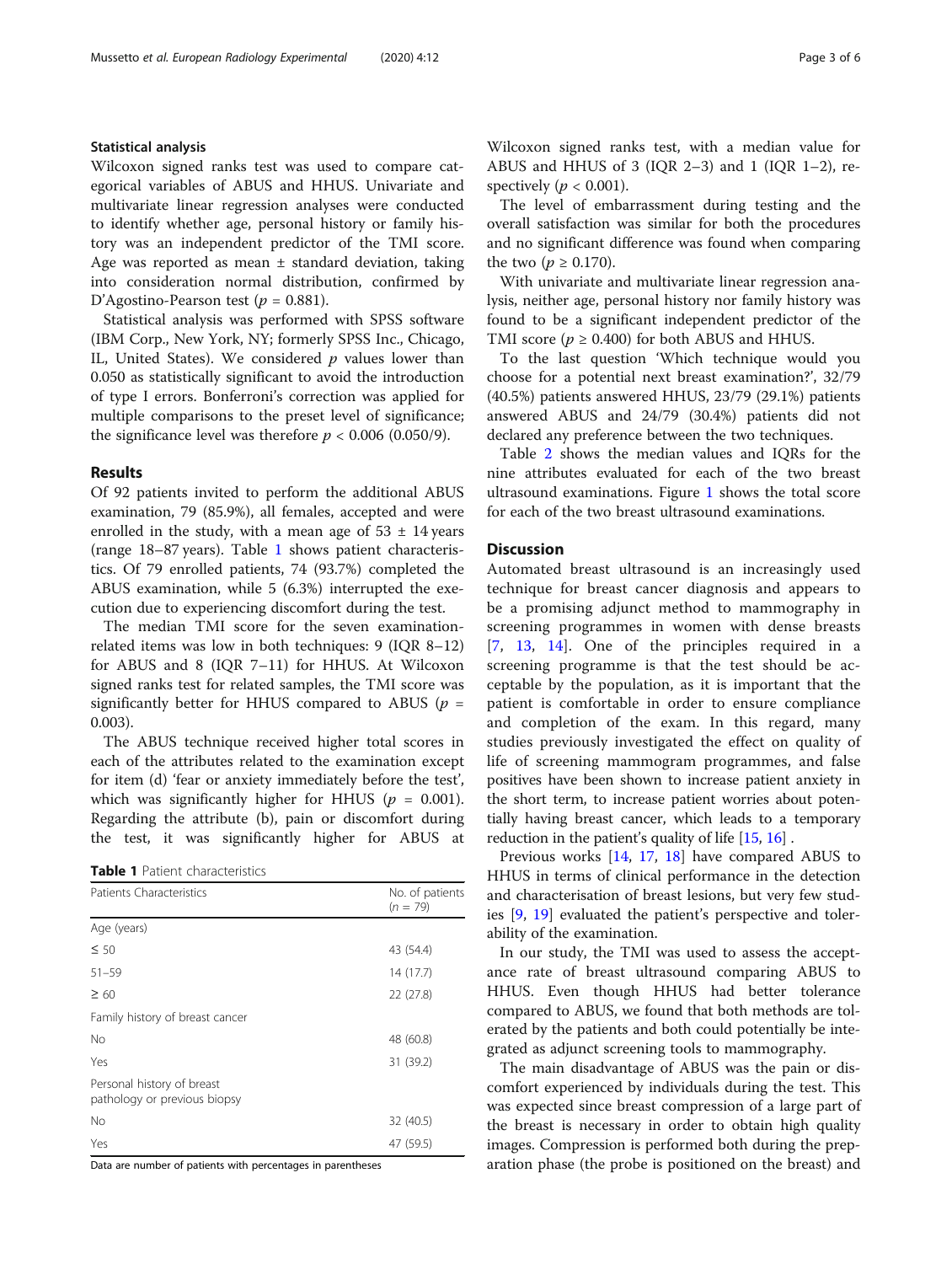### Statistical analysis

Wilcoxon signed ranks test was used to compare categorical variables of ABUS and HHUS. Univariate and multivariate linear regression analyses were conducted to identify whether age, personal history or family history was an independent predictor of the TMI score. Age was reported as mean ± standard deviation, taking into consideration normal distribution, confirmed by D'Agostino-Pearson test ($p = 0.881$).

Statistical analysis was performed with SPSS software (IBM Corp., New York, NY; formerly SPSS Inc., Chicago, IL, United States). We considered $p$ values lower than 0.050 as statistically significant to avoid the introduction of type I errors. Bonferroni's correction was applied for multiple comparisons to the preset level of significance; the significance level was therefore $p < 0.006$ (0.050/9).

## Results

Of 92 patients invited to perform the additional ABUS examination, 79 (85.9%), all females, accepted and were enrolled in the study, with a mean age of 53 ± 14 years (range 18–87 years). Table 1 shows patient characteristics. Of 79 enrolled patients, 74 (93.7%) completed the ABUS examination, while 5 (6.3%) interrupted the execution due to experiencing discomfort during the test.

The median TMI score for the seven examination-related items was low in both techniques: 9 (IQR 8–12) for ABUS and 8 (IQR 7–11) for HHUS. At Wilcoxon signed ranks test for related samples, the TMI score was significantly better for HHUS compared to ABUS ($p = 0.003$).

The ABUS technique received higher total scores in each of the attributes related to the examination except for item (d) 'fear or anxiety immediately before the test', which was significantly higher for HHUS ($p = 0.001$). Regarding the attribute (b), pain or discomfort during the test, it was significantly higher for ABUS at Wilcoxon signed ranks test, with a median value for ABUS and HHUS of 3 (IQR 2–3) and 1 (IQR 1–2), respectively ($p < 0.001$).

The level of embarrassment during testing and the overall satisfaction was similar for both the procedures and no significant difference was found when comparing the two ($p \geq 0.170$).

With univariate and multivariate linear regression analysis, neither age, personal history nor family history was found to be a significant independent predictor of the TMI score ($p \geq 0.400$) for both ABUS and HHUS.

To the last question 'Which technique would you choose for a potential next breast examination?', 32/79 (40.5%) patients answered HHUS, 23/79 (29.1%) patients answered ABUS and 24/79 (30.4%) patients did not declared any preference between the two techniques.

Table 2 shows the median values and IQRs for the nine attributes evaluated for each of the two breast ultrasound examinations. Figure 1 shows the total score for each of the two breast ultrasound examinations.

**Table 1** Patient characteristics

| Patients Characteristics | No. of patients ($n$ = 79) |
|---|---|
| Age (years) | |
| ≤ 50 | 43 (54.4) |
| 51–59 | 14 (17.7) |
| ≥ 60 | 22 (27.8) |
| Family history of breast cancer | |
| No | 48 (60.8) |
| Yes | 31 (39.2) |
| Personal history of breast pathology or previous biopsy | |
| No | 32 (40.5) |
| Yes | 47 (59.5) |

Data are number of patients with percentages in parentheses

## Discussion

Automated breast ultrasound is an increasingly used technique for breast cancer diagnosis and appears to be a promising adjunct method to mammography in screening programmes in women with dense breasts [7, 13, 14]. One of the principles required in a screening programme is that the test should be acceptable by the population, as it is important that the patient is comfortable in order to ensure compliance and completion of the exam. In this regard, many studies previously investigated the effect on quality of life of screening mammogram programmes, and false positives have been shown to increase patient anxiety in the short term, to increase patient worries about potentially having breast cancer, which leads to a temporary reduction in the patient's quality of life [15, 16] .

Previous works [14, 17, 18] have compared ABUS to HHUS in terms of clinical performance in the detection and characterisation of breast lesions, but very few studies [9, 19] evaluated the patient's perspective and tolerability of the examination.

In our study, the TMI was used to assess the acceptance rate of breast ultrasound comparing ABUS to HHUS. Even though HHUS had better tolerance compared to ABUS, we found that both methods are tolerated by the patients and both could potentially be integrated as adjunct screening tools to mammography.

The main disadvantage of ABUS was the pain or discomfort experienced by individuals during the test. This was expected since breast compression of a large part of the breast is necessary in order to obtain high quality images. Compression is performed both during the preparation phase (the probe is positioned on the breast) and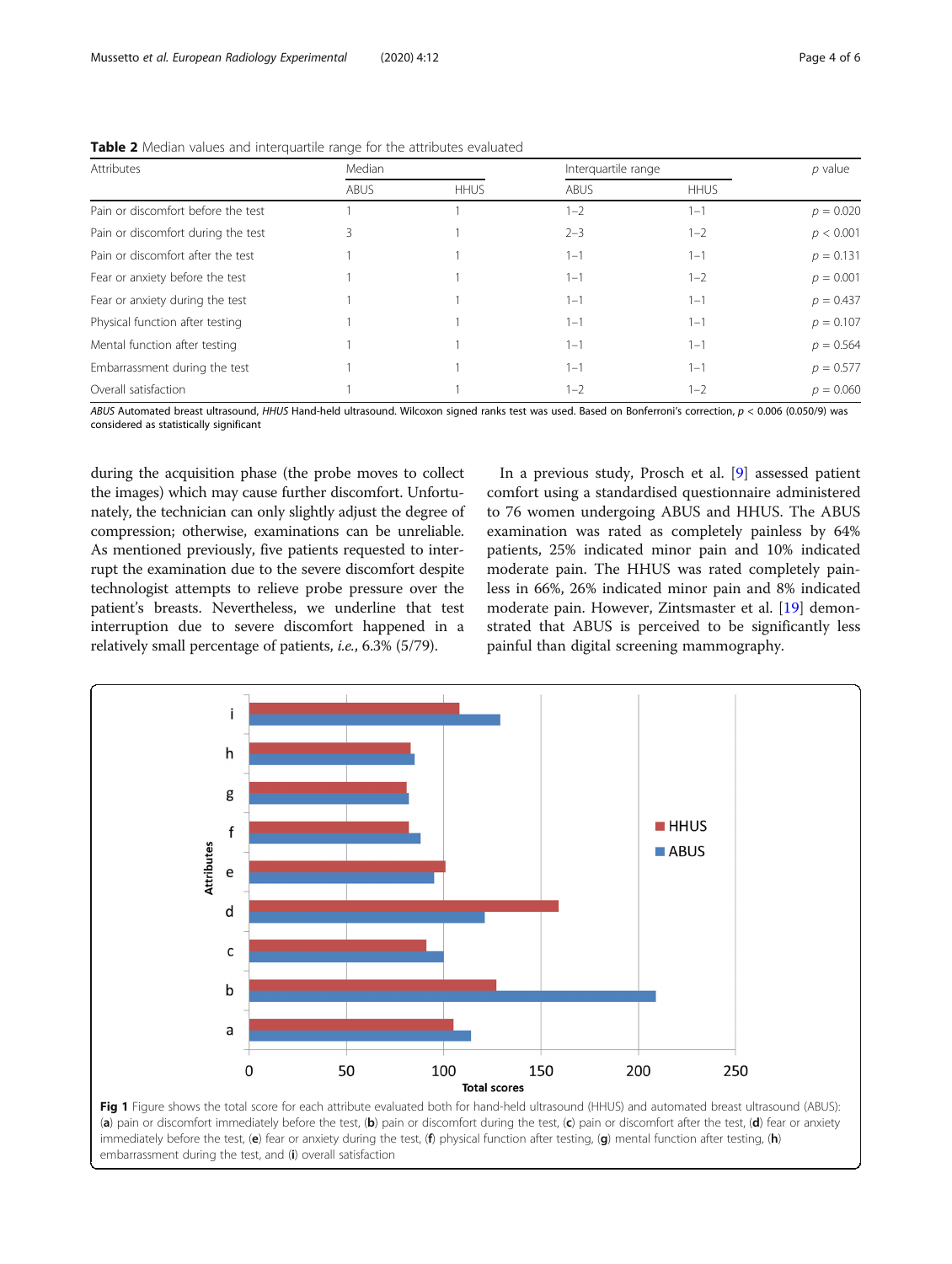**Table 2** Median values and interquartile range for the attributes evaluated

| Attributes | Median | | Interquartile range | | p value |
|---|---|---|---|---|---|
| | ABUS | HHUS | ABUS | HHUS | |
| Pain or discomfort before the test | 1 | 1 | 1–2 | 1–1 | $p = 0.020$ |
| Pain or discomfort during the test | 3 | 1 | 2–3 | 1–2 | $p < 0.001$ |
| Pain or discomfort after the test | 1 | 1 | 1–1 | 1–1 | $p = 0.131$ |
| Fear or anxiety before the test | 1 | 1 | 1–1 | 1–2 | $p = 0.001$ |
| Fear or anxiety during the test | 1 | 1 | 1–1 | 1–1 | $p = 0.437$ |
| Physical function after testing | 1 | 1 | 1–1 | 1–1 | $p = 0.107$ |
| Mental function after testing | 1 | 1 | 1–1 | 1–1 | $p = 0.564$ |
| Embarrassment during the test | 1 | 1 | 1–1 | 1–1 | $p = 0.577$ |
| Overall satisfaction | 1 | 1 | 1–2 | 1–2 | $p = 0.060$ |

*ABUS* Automated breast ultrasound, *HHUS* Hand-held ultrasound. Wilcoxon signed ranks test was used. Based on Bonferroni's correction, $p < 0.006$ (0.050/9) was considered as statistically significant

during the acquisition phase (the probe moves to collect the images) which may cause further discomfort. Unfortunately, the technician can only slightly adjust the degree of compression; otherwise, examinations can be unreliable. As mentioned previously, five patients requested to interrupt the examination due to the severe discomfort despite technologist attempts to relieve probe pressure over the patient's breasts. Nevertheless, we underline that test interruption due to severe discomfort happened in a relatively small percentage of patients, *i.e.*, 6.3% (5/79).

In a previous study, Prosch et al. [9] assessed patient comfort using a standardised questionnaire administered to 76 women undergoing ABUS and HHUS. The ABUS examination was rated as completely painless by 64% patients, 25% indicated minor pain and 10% indicated moderate pain. The HHUS was rated completely painless in 66%, 26% indicated minor pain and 8% indicated moderate pain. However, Zintsmaster et al. [19] demonstrated that ABUS is perceived to be significantly less painful than digital screening mammography.

**Fig 1** Figure shows the total score for each attribute evaluated both for hand-held ultrasound (HHUS) and automated breast ultrasound (ABUS): (**a**) pain or discomfort immediately before the test, (**b**) pain or discomfort during the test, (**c**) pain or discomfort after the test, (**d**) fear or anxiety immediately before the test, (**e**) fear or anxiety during the test, (**f**) physical function after testing, (**g**) mental function after testing, (**h**) embarrassment during the test, and (**i**) overall satisfaction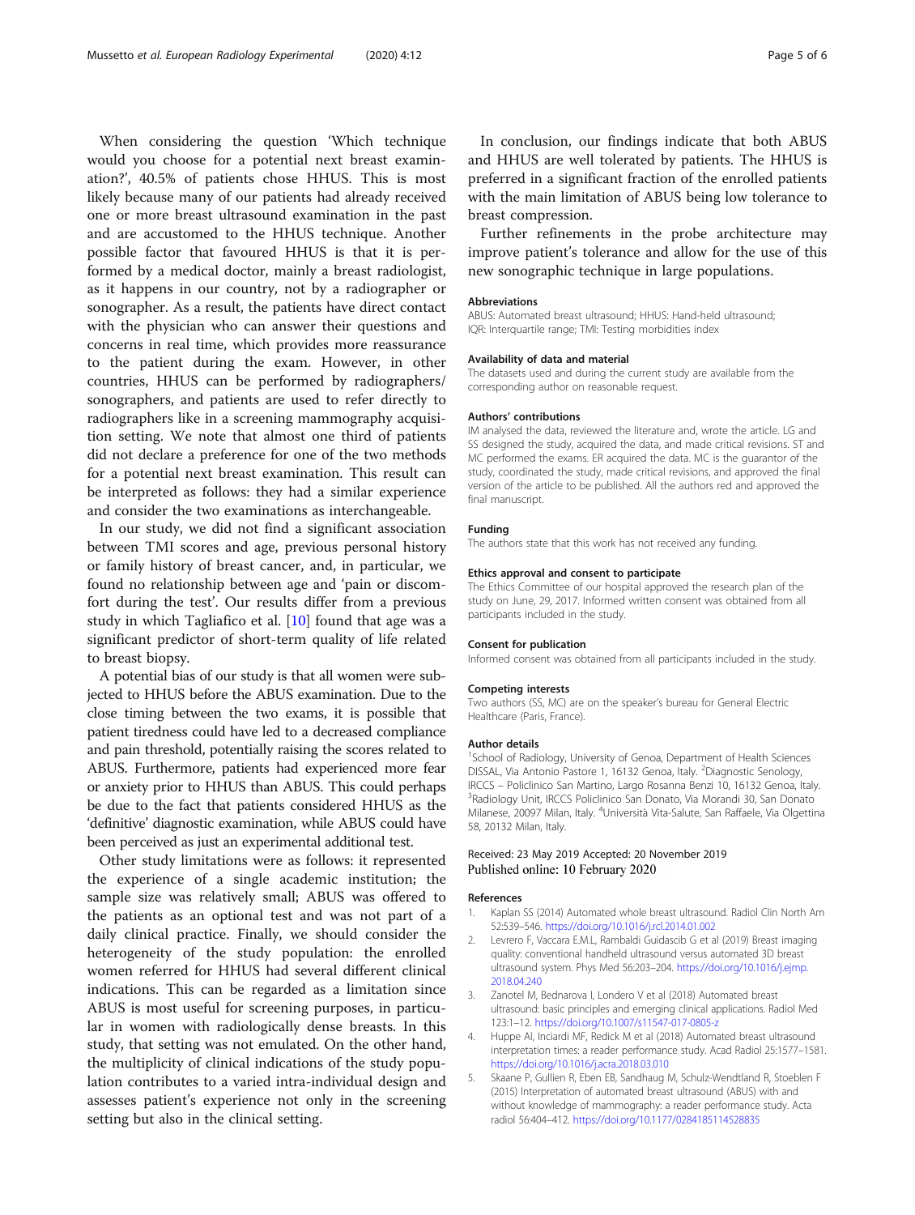When considering the question 'Which technique would you choose for a potential next breast examination?', 40.5% of patients chose HHUS. This is most likely because many of our patients had already received one or more breast ultrasound examination in the past and are accustomed to the HHUS technique. Another possible factor that favoured HHUS is that it is performed by a medical doctor, mainly a breast radiologist, as it happens in our country, not by a radiographer or sonographer. As a result, the patients have direct contact with the physician who can answer their questions and concerns in real time, which provides more reassurance to the patient during the exam. However, in other countries, HHUS can be performed by radiographers/sonographers, and patients are used to refer directly to radiographers like in a screening mammography acquisition setting. We note that almost one third of patients did not declare a preference for one of the two methods for a potential next breast examination. This result can be interpreted as follows: they had a similar experience and consider the two examinations as interchangeable.

In our study, we did not find a significant association between TMI scores and age, previous personal history or family history of breast cancer, and, in particular, we found no relationship between age and 'pain or discomfort during the test'. Our results differ from a previous study in which Tagliafico et al. [10] found that age was a significant predictor of short-term quality of life related to breast biopsy.

A potential bias of our study is that all women were subjected to HHUS before the ABUS examination. Due to the close timing between the two exams, it is possible that patient tiredness could have led to a decreased compliance and pain threshold, potentially raising the scores related to ABUS. Furthermore, patients had experienced more fear or anxiety prior to HHUS than ABUS. This could perhaps be due to the fact that patients considered HHUS as the 'definitive' diagnostic examination, while ABUS could have been perceived as just an experimental additional test.

Other study limitations were as follows: it represented the experience of a single academic institution; the sample size was relatively small; ABUS was offered to the patients as an optional test and was not part of a daily clinical practice. Finally, we should consider the heterogeneity of the study population: the enrolled women referred for HHUS had several different clinical indications. This can be regarded as a limitation since ABUS is most useful for screening purposes, in particular in women with radiologically dense breasts. In this study, that setting was not emulated. On the other hand, the multiplicity of clinical indications of the study population contributes to a varied intra-individual design and assesses patient's experience not only in the screening setting but also in the clinical setting.

In conclusion, our findings indicate that both ABUS and HHUS are well tolerated by patients. The HHUS is preferred in a significant fraction of the enrolled patients with the main limitation of ABUS being low tolerance to breast compression.

Further refinements in the probe architecture may improve patient's tolerance and allow for the use of this new sonographic technique in large populations.

#### Abbreviations

ABUS: Automated breast ultrasound; HHUS: Hand-held ultrasound; IQR: Interquartile range; TMI: Testing morbidities index

#### Availability of data and material

The datasets used and during the current study are available from the corresponding author on reasonable request.

#### Authors' contributions

IM analysed the data, reviewed the literature and, wrote the article. LG and SS designed the study, acquired the data, and made critical revisions. ST and MC performed the exams. ER acquired the data. MC is the guarantor of the study, coordinated the study, made critical revisions, and approved the final version of the article to be published. All the authors red and approved the final manuscript.

#### Funding

The authors state that this work has not received any funding.

#### Ethics approval and consent to participate

The Ethics Committee of our hospital approved the research plan of the study on June, 29, 2017. Informed written consent was obtained from all participants included in the study.

#### Consent for publication

Informed consent was obtained from all participants included in the study.

#### Competing interests

Two authors (SS, MC) are on the speaker's bureau for General Electric Healthcare (Paris, France).

#### Author details

[1]School of Radiology, University of Genoa, Department of Health Sciences DISSAL, Via Antonio Pastore 1, 16132 Genoa, Italy. [2]Diagnostic Senology, IRCCS – Policlinico San Martino, Largo Rosanna Benzi 10, 16132 Genoa, Italy. [3]Radiology Unit, IRCCS Policlinico San Donato, Via Morandi 30, San Donato Milanese, 20097 Milan, Italy. [4]Università Vita-Salute, San Raffaele, Via Olgettina 58, 20132 Milan, Italy.

Received: 23 May 2019 Accepted: 20 November 2019
Published online: 10 February 2020

#### References

1. Kaplan SS (2014) Automated whole breast ultrasound. Radiol Clin North Am 52:539–546. https://doi.org/10.1016/j.rcl.2014.01.002
2. Levrero F, Vaccara E.M.L, Rambaldi Guidascib G et al (2019) Breast imaging quality: conventional handheld ultrasound versus automated 3D breast ultrasound system. Phys Med 56:203–204. https://doi.org/10.1016/j.ejmp.2018.04.240
3. Zanotel M, Bednarova I, Londero V et al (2018) Automated breast ultrasound: basic principles and emerging clinical applications. Radiol Med 123:1–12. https://doi.org/10.1007/s11547-017-0805-z
4. Huppe AI, Inciardi MF, Redick M et al (2018) Automated breast ultrasound interpretation times: a reader performance study. Acad Radiol 25:1577–1581. https://doi.org/10.1016/j.acra.2018.03.010
5. Skaane P, Gullien R, Eben EB, Sandhaug M, Schulz-Wendtland R, Stoeblen F (2015) Interpretation of automated breast ultrasound (ABUS) with and without knowledge of mammography: a reader performance study. Acta radiol 56:404–412. https://doi.org/10.1177/0284185114528835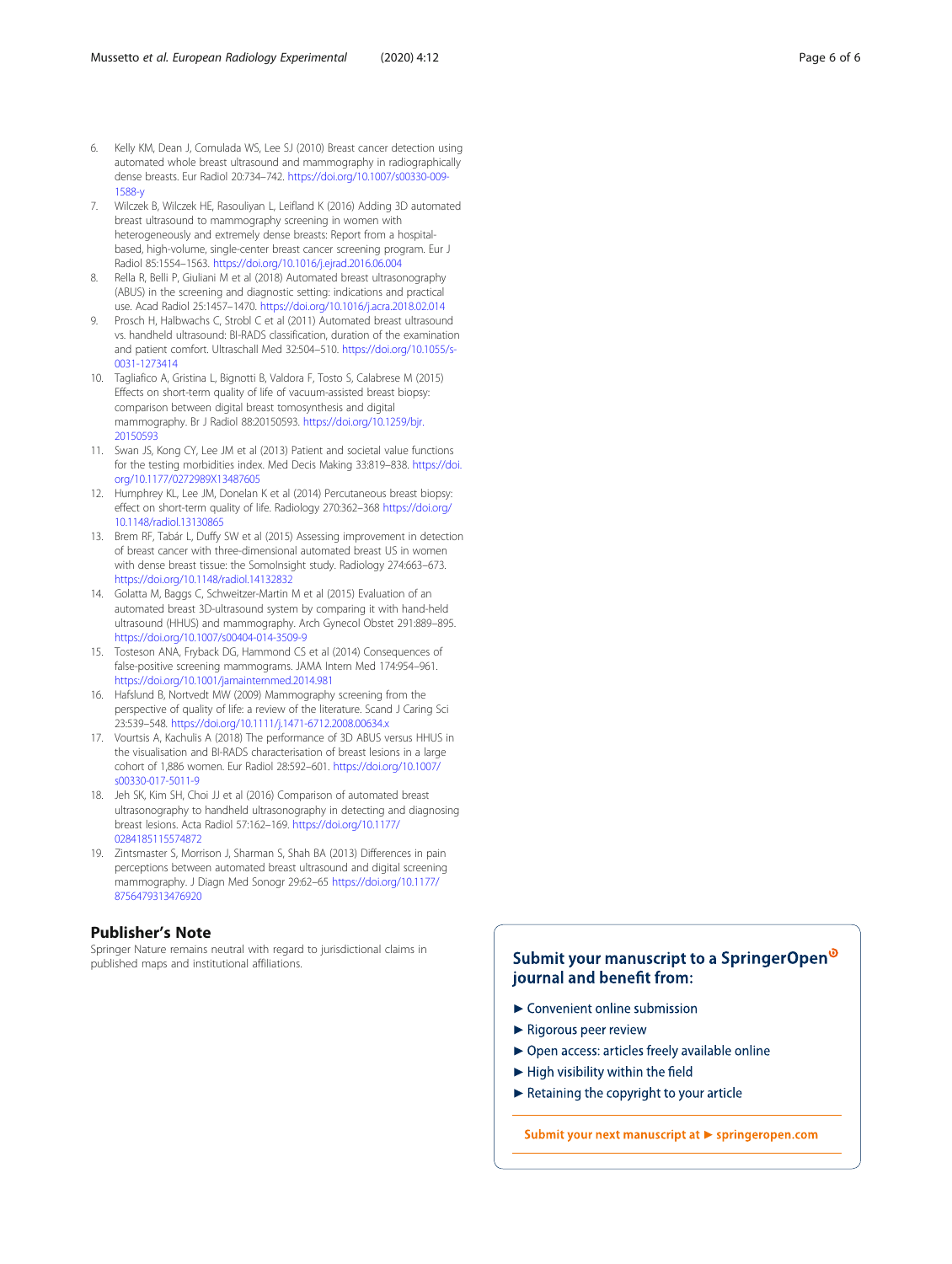6. Kelly KM, Dean J, Comulada WS, Lee SJ (2010) Breast cancer detection using automated whole breast ultrasound and mammography in radiographically dense breasts. Eur Radiol 20:734–742. https://doi.org/10.1007/s00330-009-1588-y
7. Wilczek B, Wilczek HE, Rasouliyan L, Leifland K (2016) Adding 3D automated breast ultrasound to mammography screening in women with heterogeneously and extremely dense breasts: Report from a hospital-based, high-volume, single-center breast cancer screening program. Eur J Radiol 85:1554–1563. https://doi.org/10.1016/j.ejrad.2016.06.004
8. Rella R, Belli P, Giuliani M et al (2018) Automated breast ultrasonography (ABUS) in the screening and diagnostic setting: indications and practical use. Acad Radiol 25:1457–1470. https://doi.org/10.1016/j.acra.2018.02.014
9. Prosch H, Halbwachs C, Strobl C et al (2011) Automated breast ultrasound vs. handheld ultrasound: BI-RADS classification, duration of the examination and patient comfort. Ultraschall Med 32:504–510. https://doi.org/10.1055/s-0031-1273414
10. Tagliafico A, Gristina L, Bignotti B, Valdora F, Tosto S, Calabrese M (2015) Effects on short-term quality of life of vacuum-assisted breast biopsy: comparison between digital breast tomosynthesis and digital mammography. Br J Radiol 88:20150593. https://doi.org/10.1259/bjr.20150593
11. Swan JS, Kong CY, Lee JM et al (2013) Patient and societal value functions for the testing morbidities index. Med Decis Making 33:819–838. https://doi.org/10.1177/0272989X13487605
12. Humphrey KL, Lee JM, Donelan K et al (2014) Percutaneous breast biopsy: effect on short-term quality of life. Radiology 270:362–368 https://doi.org/10.1148/radiol.13130865
13. Brem RF, Tabár L, Duffy SW et al (2015) Assessing improvement in detection of breast cancer with three-dimensional automated breast US in women with dense breast tissue: the SomoInsight study. Radiology 274:663–673. https://doi.org/10.1148/radiol.14132832
14. Golatta M, Baggs C, Schweitzer-Martin M et al (2015) Evaluation of an automated breast 3D-ultrasound system by comparing it with hand-held ultrasound (HHUS) and mammography. Arch Gynecol Obstet 291:889–895. https://doi.org/10.1007/s00404-014-3509-9
15. Tosteson ANA, Fryback DG, Hammond CS et al (2014) Consequences of false-positive screening mammograms. JAMA Intern Med 174:954–961. https://doi.org/10.1001/jamainternmed.2014.981
16. Hafslund B, Nortvedt MW (2009) Mammography screening from the perspective of quality of life: a review of the literature. Scand J Caring Sci 23:539–548. https://doi.org/10.1111/j.1471-6712.2008.00634.x
17. Vourtsis A, Kachulis A (2018) The performance of 3D ABUS versus HHUS in the visualisation and BI-RADS characterisation of breast lesions in a large cohort of 1,886 women. Eur Radiol 28:592–601. https://doi.org/10.1007/s00330-017-5011-9
18. Jeh SK, Kim SH, Choi JJ et al (2016) Comparison of automated breast ultrasonography to handheld ultrasonography in detecting and diagnosing breast lesions. Acta Radiol 57:162–169. https://doi.org/10.1177/0284185115574872
19. Zintsmaster S, Morrison J, Sharman S, Shah BA (2013) Differences in pain perceptions between automated breast ultrasound and digital screening mammography. J Diagn Med Sonogr 29:62–65 https://doi.org/10.1177/8756479313476920

## Publisher's Note

Springer Nature remains neutral with regard to jurisdictional claims in published maps and institutional affiliations.

**Submit your manuscript to a SpringerOpen journal and benefit from:**

- ► Convenient online submission
- ► Rigorous peer review
- ► Open access: articles freely available online
- ► High visibility within the field
- ► Retaining the copyright to your article

**Submit your next manuscript at ► springeropen.com**